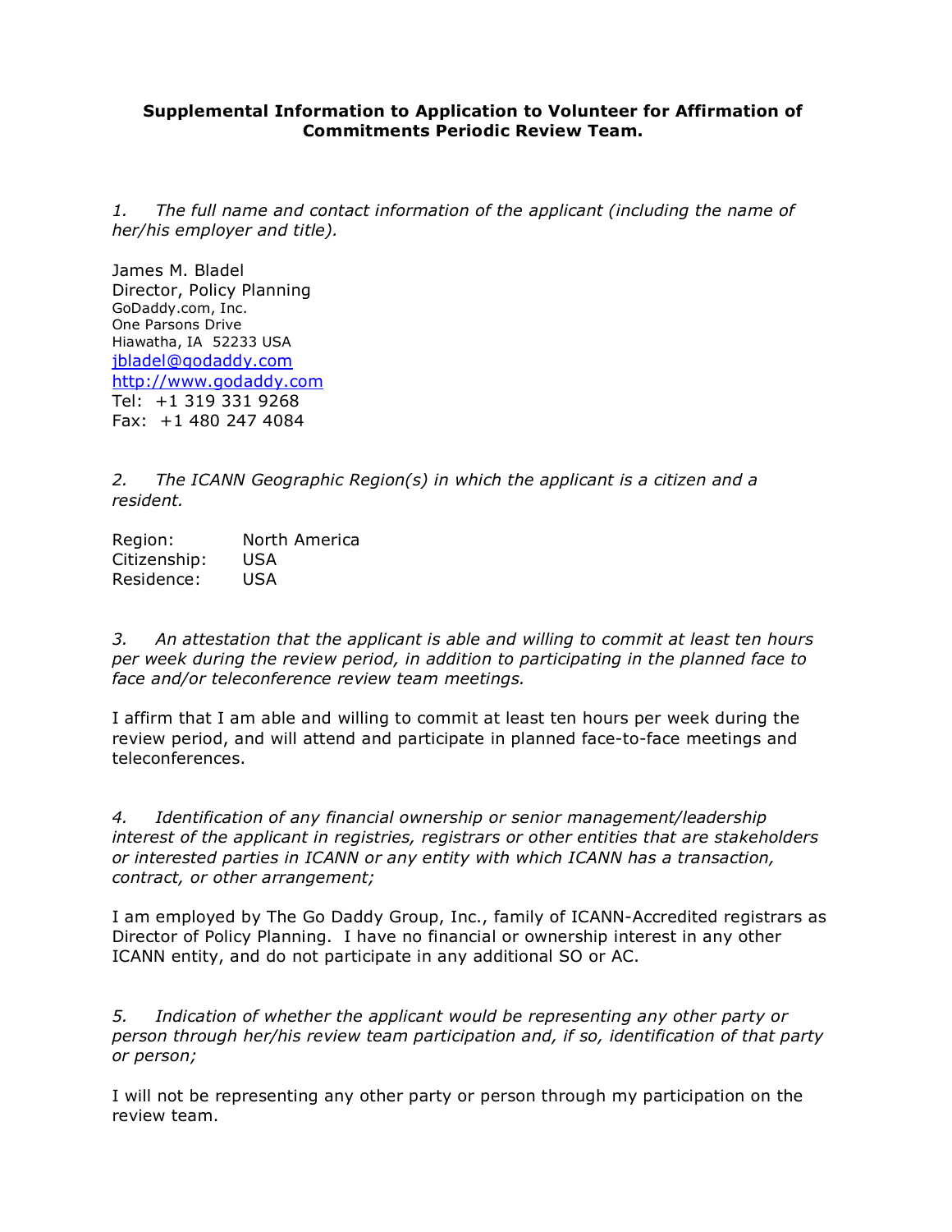**Supplemental Information to Application to Volunteer for Affirmation of Commitments Periodic Review Team.**

*1. The full name and contact information of the applicant (including the name of her/his employer and title).*

James M. Bladel
Director, Policy Planning
GoDaddy.com, Inc.
One Parsons Drive
Hiawatha, IA 52233 USA
[jbladel@godaddy.com](mailto:jbladel@godaddy.com)
[http://www.godaddy.com](http://www.godaddy.com)
Tel: +1 319 331 9268
Fax: +1 480 247 4084

*2. The ICANN Geographic Region(s) in which the applicant is a citizen and a resident.*

Region: North America
Citizenship: USA
Residence: USA

*3. An attestation that the applicant is able and willing to commit at least ten hours per week during the review period, in addition to participating in the planned face to face and/or teleconference review team meetings.*

I affirm that I am able and willing to commit at least ten hours per week during the review period, and will attend and participate in planned face-to-face meetings and teleconferences.

*4. Identification of any financial ownership or senior management/leadership interest of the applicant in registries, registrars or other entities that are stakeholders or interested parties in ICANN or any entity with which ICANN has a transaction, contract, or other arrangement;*

I am employed by The Go Daddy Group, Inc., family of ICANN-Accredited registrars as Director of Policy Planning. I have no financial or ownership interest in any other ICANN entity, and do not participate in any additional SO or AC.

*5. Indication of whether the applicant would be representing any other party or person through her/his review team participation and, if so, identification of that party or person;*

I will not be representing any other party or person through my participation on the review team.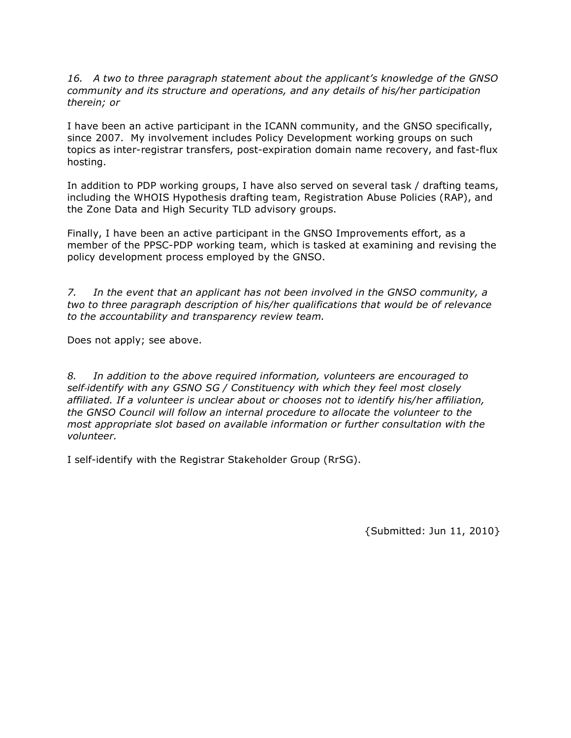*16. A two to three paragraph statement about the applicant's knowledge of the GNSO community and its structure and operations, and any details of his/her participation therein; or*

I have been an active participant in the ICANN community, and the GNSO specifically, since 2007. My involvement includes Policy Development working groups on such topics as inter-registrar transfers, post-expiration domain name recovery, and fast-flux hosting.

In addition to PDP working groups, I have also served on several task / drafting teams, including the WHOIS Hypothesis drafting team, Registration Abuse Policies (RAP), and the Zone Data and High Security TLD advisory groups.

Finally, I have been an active participant in the GNSO Improvements effort, as a member of the PPSC-PDP working team, which is tasked at examining and revising the policy development process employed by the GNSO.

*7. In the event that an applicant has not been involved in the GNSO community, a two to three paragraph description of his/her qualifications that would be of relevance to the accountability and transparency review team.*

Does not apply; see above.

*8. In addition to the above required information, volunteers are encouraged to self-identify with any GSNO SG / Constituency with which they feel most closely affiliated. If a volunteer is unclear about or chooses not to identify his/her affiliation, the GNSO Council will follow an internal procedure to allocate the volunteer to the most appropriate slot based on available information or further consultation with the volunteer.*

I self-identify with the Registrar Stakeholder Group (RrSG).

{Submitted: Jun 11, 2010}